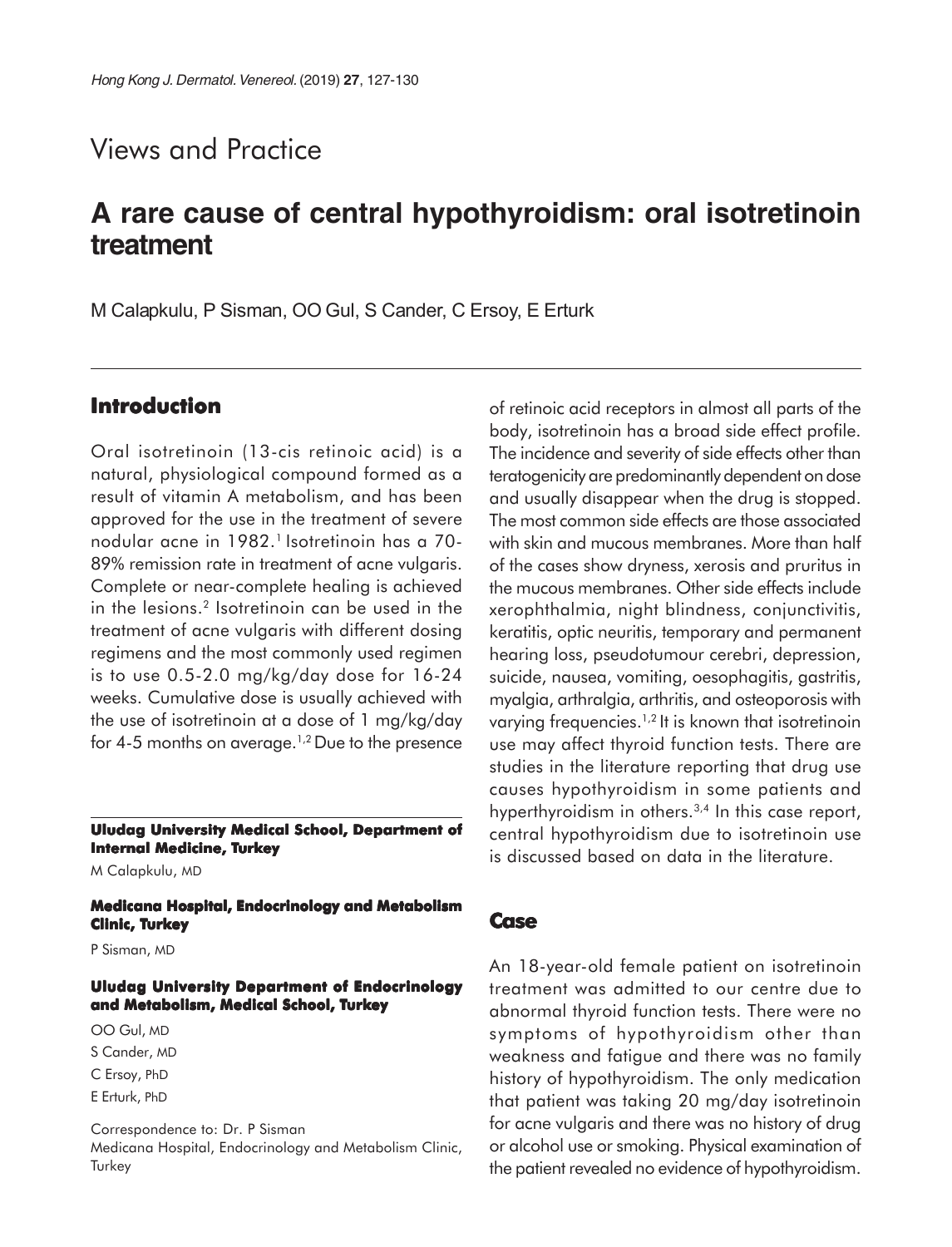Views and Practice

# A rare cause of central hypothyroidism: oral isotretinoin treatment

M Calapkulu, P Sisman, OO Gul, S Cander, C Ersoy, E Erturk

## Introduction

Oral isotretinoin (13-cis retinoic acid) is a natural, physiological compound formed as a result of vitamin A metabolism, and has been approved for the use in the treatment of severe nodular acne in 1982.[1] Isotretinoin has a 70-89% remission rate in treatment of acne vulgaris. Complete or near-complete healing is achieved in the lesions.[2] Isotretinoin can be used in the treatment of acne vulgaris with different dosing regimens and the most commonly used regimen is to use 0.5-2.0 mg/kg/day dose for 16-24 weeks. Cumulative dose is usually achieved with the use of isotretinoin at a dose of 1 mg/kg/day for 4-5 months on average.[1,2] Due to the presence of retinoic acid receptors in almost all parts of the body, isotretinoin has a broad side effect profile. The incidence and severity of side effects other than teratogenicity are predominantly dependent on dose and usually disappear when the drug is stopped. The most common side effects are those associated with skin and mucous membranes. More than half of the cases show dryness, xerosis and pruritus in the mucous membranes. Other side effects include xerophthalmia, night blindness, conjunctivitis, keratitis, optic neuritis, temporary and permanent hearing loss, pseudotumour cerebri, depression, suicide, nausea, vomiting, oesophagitis, gastritis, myalgia, arthralgia, arthritis, and osteoporosis with varying frequencies.[1,2] It is known that isotretinoin use may affect thyroid function tests. There are studies in the literature reporting that drug use causes hypothyroidism in some patients and hyperthyroidism in others.[3,4] In this case report, central hypothyroidism due to isotretinoin use is discussed based on data in the literature.

## Case

An 18-year-old female patient on isotretinoin treatment was admitted to our centre due to abnormal thyroid function tests. There were no symptoms of hypothyroidism other than weakness and fatigue and there was no family history of hypothyroidism. The only medication that patient was taking 20 mg/day isotretinoin for acne vulgaris and there was no history of drug or alcohol use or smoking. Physical examination of the patient revealed no evidence of hypothyroidism.

**Uludag University Medical School, Department of Internal Medicine, Turkey**

M Calapkulu, MD

**Medicana Hospital, Endocrinology and Metabolism Clinic, Turkey**

P Sisman, MD

**Uludag University Department of Endocrinology and Metabolism, Medical School, Turkey**

OO Gul, MD
S Cander, MD
C Ersoy, PhD
E Erturk, PhD

Correspondence to: Dr. P Sisman
Medicana Hospital, Endocrinology and Metabolism Clinic, Turkey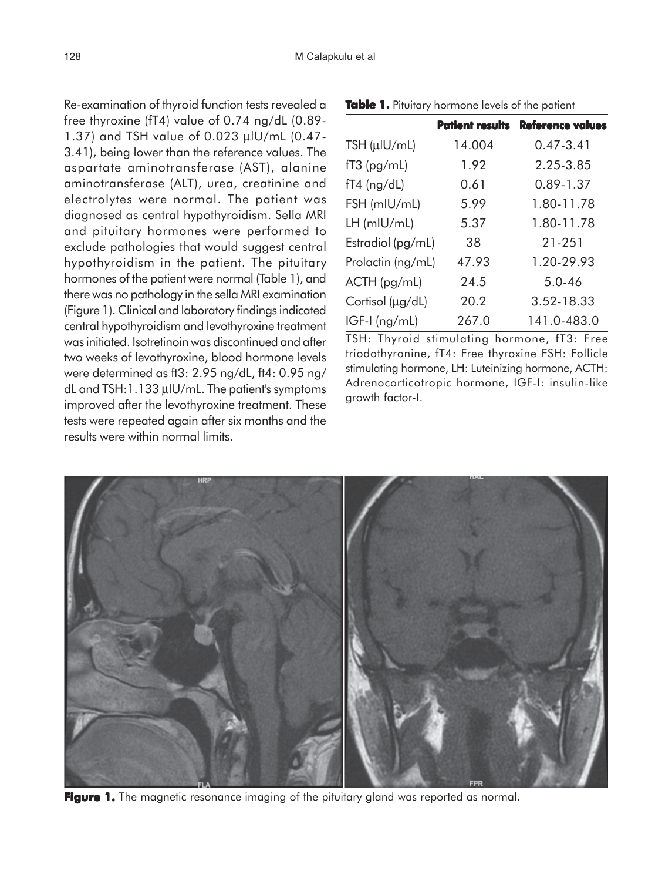Re-examination of thyroid function tests revealed a free thyroxine (fT4) value of 0.74 ng/dL (0.89-1.37) and TSH value of 0.023 μIU/mL (0.47-3.41), being lower than the reference values. The aspartate aminotransferase (AST), alanine aminotransferase (ALT), urea, creatinine and electrolytes were normal. The patient was diagnosed as central hypothyroidism. Sella MRI and pituitary hormones were performed to exclude pathologies that would suggest central hypothyroidism in the patient. The pituitary hormones of the patient were normal (Table 1), and there was no pathology in the sella MRI examination (Figure 1). Clinical and laboratory findings indicated central hypothyroidism and levothyroxine treatment was initiated. Isotretinoin was discontinued and after two weeks of levothyroxine, blood hormone levels were determined as ft3: 2.95 ng/dL, ft4: 0.95 ng/dL and TSH:1.133 μIU/mL. The patient's symptoms improved after the levothyroxine treatment. These tests were repeated again after six months and the results were within normal limits.

**Table 1.** Pituitary hormone levels of the patient

| | Patient results | Reference values |
|---|---|---|
| TSH (μIU/mL) | 14.004 | 0.47-3.41 |
| fT3 (pg/mL) | 1.92 | 2.25-3.85 |
| fT4 (ng/dL) | 0.61 | 0.89-1.37 |
| FSH (mIU/mL) | 5.99 | 1.80-11.78 |
| LH (mIU/mL) | 5.37 | 1.80-11.78 |
| Estradiol (pg/mL) | 38 | 21-251 |
| Prolactin (ng/mL) | 47.93 | 1.20-29.93 |
| ACTH (pg/mL) | 24.5 | 5.0-46 |
| Cortisol (μg/dL) | 20.2 | 3.52-18.33 |
| IGF-I (ng/mL) | 267.0 | 141.0-483.0 |

TSH: Thyroid stimulating hormone, fT3: Free triodothyronine, fT4: Free thyroxine FSH: Follicle stimulating hormone, LH: Luteinizing hormone, ACTH: Adrenocorticotropic hormone, IGF-I: insulin-like growth factor-I.

**Figure 1.** The magnetic resonance imaging of the pituitary gland was reported as normal.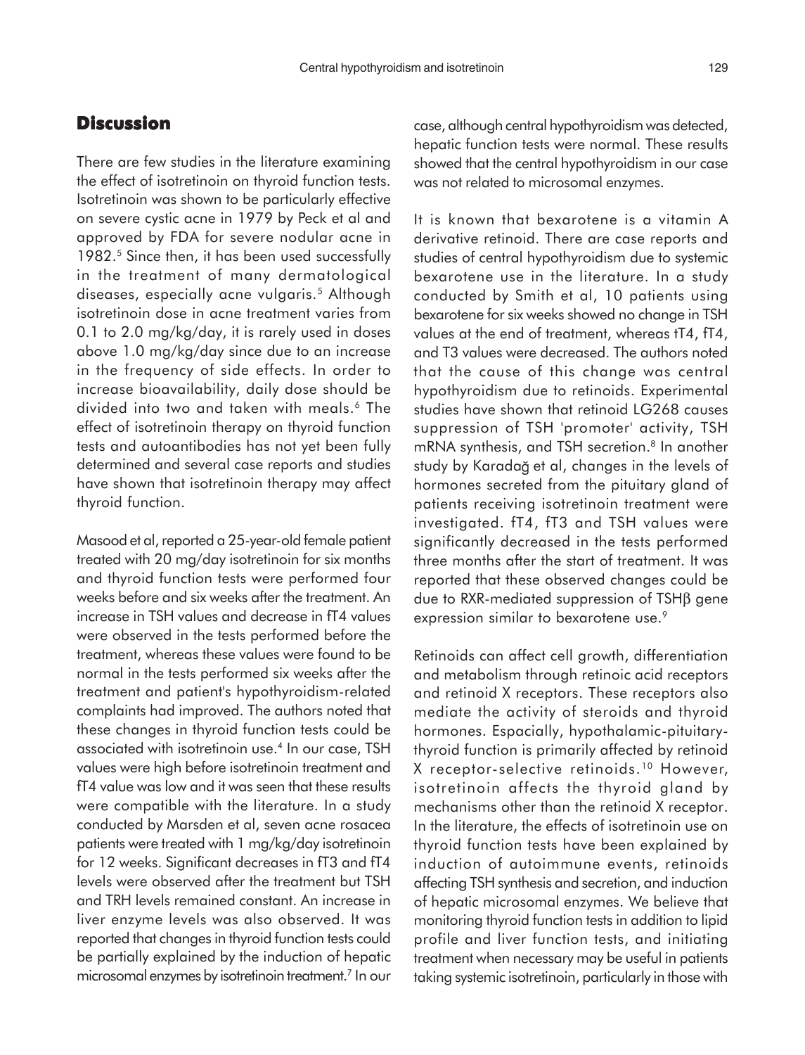## Discussion

There are few studies in the literature examining the effect of isotretinoin on thyroid function tests. Isotretinoin was shown to be particularly effective on severe cystic acne in 1979 by Peck et al and approved by FDA for severe nodular acne in 1982.[5] Since then, it has been used successfully in the treatment of many dermatological diseases, especially acne vulgaris.[5] Although isotretinoin dose in acne treatment varies from 0.1 to 2.0 mg/kg/day, it is rarely used in doses above 1.0 mg/kg/day since due to an increase in the frequency of side effects. In order to increase bioavailability, daily dose should be divided into two and taken with meals.[6] The effect of isotretinoin therapy on thyroid function tests and autoantibodies has not yet been fully determined and several case reports and studies have shown that isotretinoin therapy may affect thyroid function.

Masood et al, reported a 25-year-old female patient treated with 20 mg/day isotretinoin for six months and thyroid function tests were performed four weeks before and six weeks after the treatment. An increase in TSH values and decrease in fT4 values were observed in the tests performed before the treatment, whereas these values were found to be normal in the tests performed six weeks after the treatment and patient's hypothyroidism-related complaints had improved. The authors noted that these changes in thyroid function tests could be associated with isotretinoin use.[4] In our case, TSH values were high before isotretinoin treatment and fT4 value was low and it was seen that these results were compatible with the literature. In a study conducted by Marsden et al, seven acne rosacea patients were treated with 1 mg/kg/day isotretinoin for 12 weeks. Significant decreases in fT3 and fT4 levels were observed after the treatment but TSH and TRH levels remained constant. An increase in liver enzyme levels was also observed. It was reported that changes in thyroid function tests could be partially explained by the induction of hepatic microsomal enzymes by isotretinoin treatment.[7] In our case, although central hypothyroidism was detected, hepatic function tests were normal. These results showed that the central hypothyroidism in our case was not related to microsomal enzymes.

It is known that bexarotene is a vitamin A derivative retinoid. There are case reports and studies of central hypothyroidism due to systemic bexarotene use in the literature. In a study conducted by Smith et al, 10 patients using bexarotene for six weeks showed no change in TSH values at the end of treatment, whereas tT4, fT4, and T3 values were decreased. The authors noted that the cause of this change was central hypothyroidism due to retinoids. Experimental studies have shown that retinoid LG268 causes suppression of TSH 'promoter' activity, TSH mRNA synthesis, and TSH secretion.[8] In another study by Karadağ et al, changes in the levels of hormones secreted from the pituitary gland of patients receiving isotretinoin treatment were investigated. fT4, fT3 and TSH values were significantly decreased in the tests performed three months after the start of treatment. It was reported that these observed changes could be due to RXR-mediated suppression of TSH$\beta$ gene expression similar to bexarotene use.[9]

Retinoids can affect cell growth, differentiation and metabolism through retinoic acid receptors and retinoid X receptors. These receptors also mediate the activity of steroids and thyroid hormones. Espacially, hypothalamic-pituitary-thyroid function is primarily affected by retinoid X receptor-selective retinoids.[10] However, isotretinoin affects the thyroid gland by mechanisms other than the retinoid X receptor. In the literature, the effects of isotretinoin use on thyroid function tests have been explained by induction of autoimmune events, retinoids affecting TSH synthesis and secretion, and induction of hepatic microsomal enzymes. We believe that monitoring thyroid function tests in addition to lipid profile and liver function tests, and initiating treatment when necessary may be useful in patients taking systemic isotretinoin, particularly in those with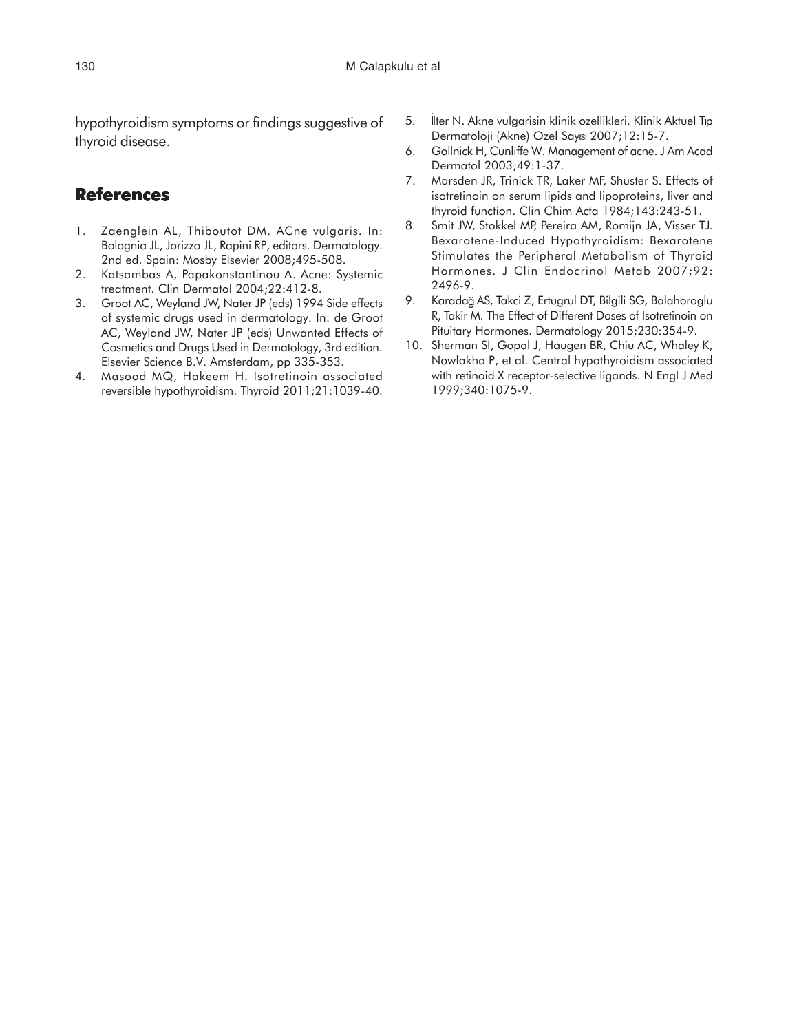hypothyroidism symptoms or findings suggestive of thyroid disease.

## References

1. Zaenglein AL, Thiboutot DM. ACne vulgaris. In: Bolognia JL, Jorizzo JL, Rapini RP, editors. Dermatology. 2nd ed. Spain: Mosby Elsevier 2008;495-508.
2. Katsambas A, Papakonstantinou A. Acne: Systemic treatment. Clin Dermatol 2004;22:412-8.
3. Groot AC, Weyland JW, Nater JP (eds) 1994 Side effects of systemic drugs used in dermatology. In: de Groot AC, Weyland JW, Nater JP (eds) Unwanted Effects of Cosmetics and Drugs Used in Dermatology, 3rd edition. Elsevier Science B.V. Amsterdam, pp 335-353.
4. Masood MQ, Hakeem H. Isotretinoin associated reversible hypothyroidism. Thyroid 2011;21:1039-40.
5. İlter N. Akne vulgarisin klinik ozellikleri. Klinik Aktuel Tıp Dermatoloji (Akne) Ozel Sayısı 2007;12:15-7.
6. Gollnick H, Cunliffe W. Management of acne. J Am Acad Dermatol 2003;49:1-37.
7. Marsden JR, Trinick TR, Laker MF, Shuster S. Effects of isotretinoin on serum lipids and lipoproteins, liver and thyroid function. Clin Chim Acta 1984;143:243-51.
8. Smit JW, Stokkel MP, Pereira AM, Romijn JA, Visser TJ. Bexarotene-Induced Hypothyroidism: Bexarotene Stimulates the Peripheral Metabolism of Thyroid Hormones. J Clin Endocrinol Metab 2007;92: 2496-9.
9. Karadağ AS, Takci Z, Ertugrul DT, Bilgili SG, Balahoroglu R, Takir M. The Effect of Different Doses of Isotretinoin on Pituitary Hormones. Dermatology 2015;230:354-9.
10. Sherman SI, Gopal J, Haugen BR, Chiu AC, Whaley K, Nowlakha P, et al. Central hypothyroidism associated with retinoid X receptor-selective ligands. N Engl J Med 1999;340:1075-9.